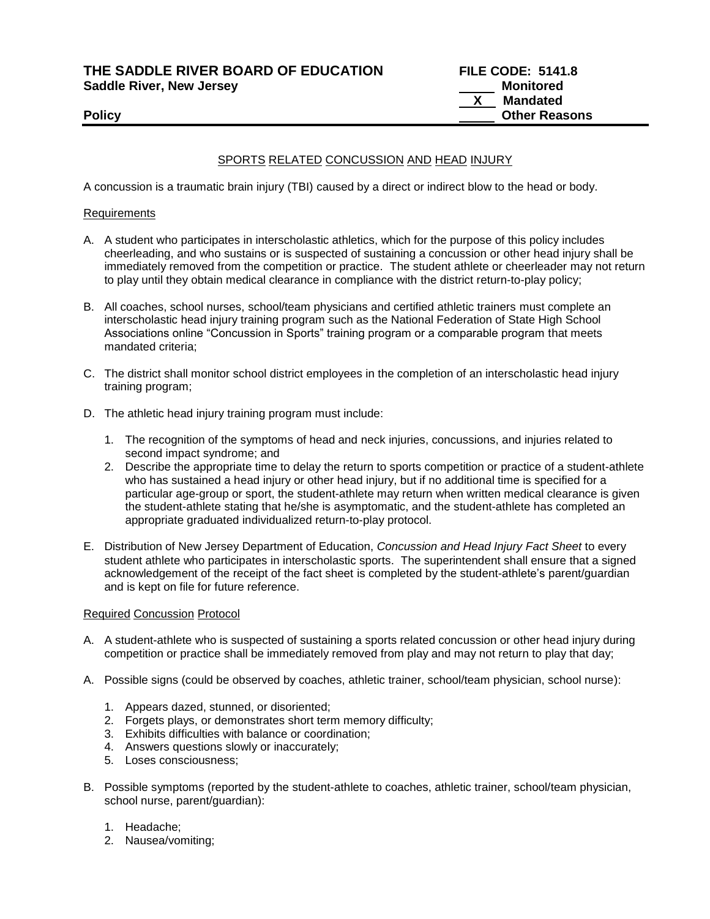**THE SADDLE RIVER BOARD OF EDUCATION** — **FILE CODE: 5141.8**
**Saddle River, New Jersey**

_____ Monitored
__X__ Mandated
_____ Other Reasons

**Policy**

## SPORTS RELATED CONCUSSION AND HEAD INJURY

A concussion is a traumatic brain injury (TBI) caused by a direct or indirect blow to the head or body.

### Requirements

A. A student who participates in interscholastic athletics, which for the purpose of this policy includes cheerleading, and who sustains or is suspected of sustaining a concussion or other head injury shall be immediately removed from the competition or practice. The student athlete or cheerleader may not return to play until they obtain medical clearance in compliance with the district return-to-play policy;

B. All coaches, school nurses, school/team physicians and certified athletic trainers must complete an interscholastic head injury training program such as the National Federation of State High School Associations online "Concussion in Sports" training program or a comparable program that meets mandated criteria;

C. The district shall monitor school district employees in the completion of an interscholastic head injury training program;

D. The athletic head injury training program must include:

1. The recognition of the symptoms of head and neck injuries, concussions, and injuries related to second impact syndrome; and
2. Describe the appropriate time to delay the return to sports competition or practice of a student-athlete who has sustained a head injury or other head injury, but if no additional time is specified for a particular age-group or sport, the student-athlete may return when written medical clearance is given the student-athlete stating that he/she is asymptomatic, and the student-athlete has completed an appropriate graduated individualized return-to-play protocol.

E. Distribution of New Jersey Department of Education, *Concussion and Head Injury Fact Sheet* to every student athlete who participates in interscholastic sports. The superintendent shall ensure that a signed acknowledgement of the receipt of the fact sheet is completed by the student-athlete's parent/guardian and is kept on file for future reference.

### Required Concussion Protocol

A. A student-athlete who is suspected of sustaining a sports related concussion or other head injury during competition or practice shall be immediately removed from play and may not return to play that day;

A. Possible signs (could be observed by coaches, athletic trainer, school/team physician, school nurse):

1. Appears dazed, stunned, or disoriented;
2. Forgets plays, or demonstrates short term memory difficulty;
3. Exhibits difficulties with balance or coordination;
4. Answers questions slowly or inaccurately;
5. Loses consciousness;

B. Possible symptoms (reported by the student-athlete to coaches, athletic trainer, school/team physician, school nurse, parent/guardian):

1. Headache;
2. Nausea/vomiting;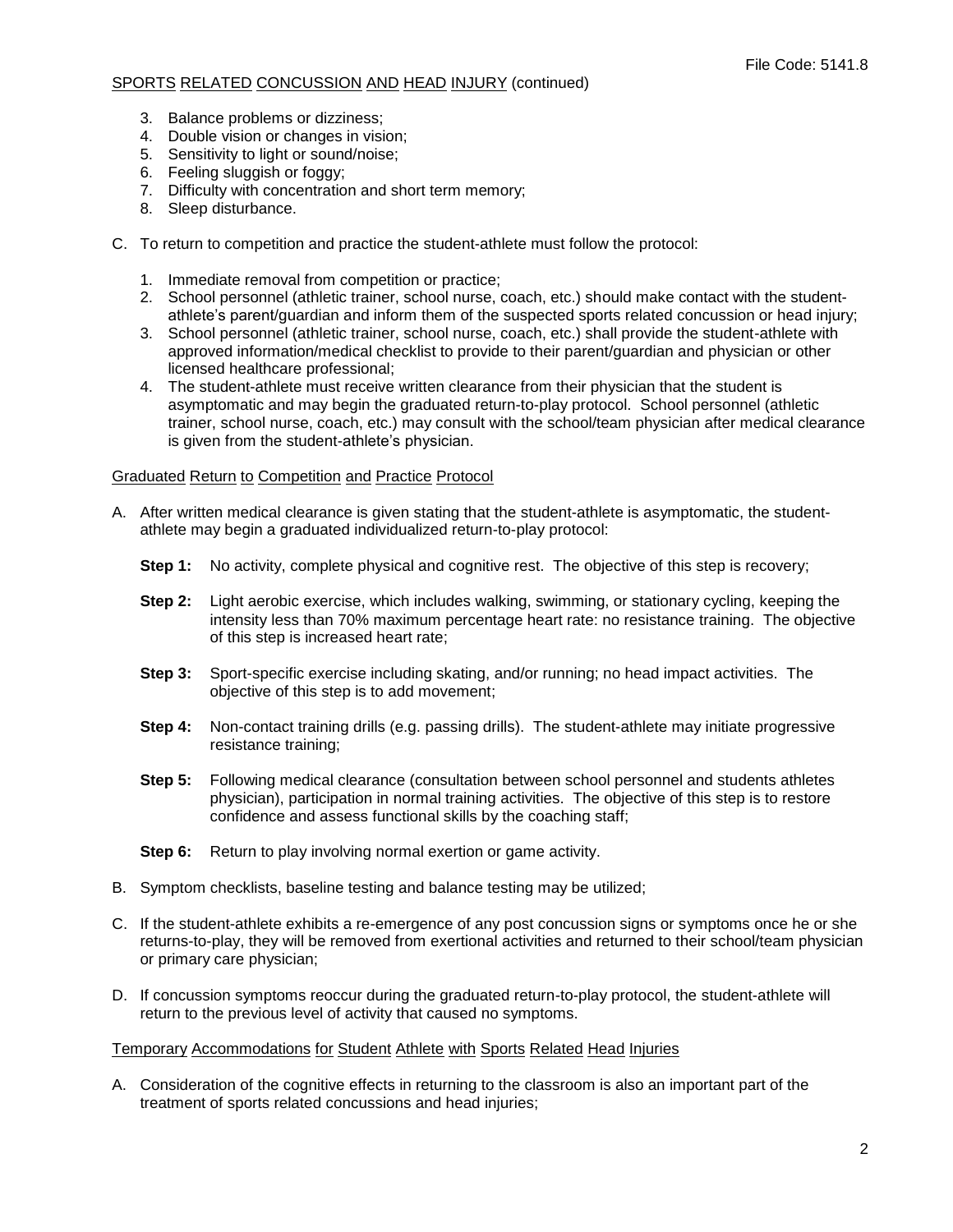3. Balance problems or dizziness;
4. Double vision or changes in vision;
5. Sensitivity to light or sound/noise;
6. Feeling sluggish or foggy;
7. Difficulty with concentration and short term memory;
8. Sleep disturbance.

C. To return to competition and practice the student-athlete must follow the protocol:

1. Immediate removal from competition or practice;
2. School personnel (athletic trainer, school nurse, coach, etc.) should make contact with the student-athlete's parent/guardian and inform them of the suspected sports related concussion or head injury;
3. School personnel (athletic trainer, school nurse, coach, etc.) shall provide the student-athlete with approved information/medical checklist to provide to their parent/guardian and physician or other licensed healthcare professional;
4. The student-athlete must receive written clearance from their physician that the student is asymptomatic and may begin the graduated return-to-play protocol. School personnel (athletic trainer, school nurse, coach, etc.) may consult with the school/team physician after medical clearance is given from the student-athlete's physician.

<u>Graduated Return to Competition and Practice Protocol</u>

A. After written medical clearance is given stating that the student-athlete is asymptomatic, the student-athlete may begin a graduated individualized return-to-play protocol:

**Step 1:** No activity, complete physical and cognitive rest. The objective of this step is recovery;

**Step 2:** Light aerobic exercise, which includes walking, swimming, or stationary cycling, keeping the intensity less than 70% maximum percentage heart rate: no resistance training. The objective of this step is increased heart rate;

**Step 3:** Sport-specific exercise including skating, and/or running; no head impact activities. The objective of this step is to add movement;

**Step 4:** Non-contact training drills (e.g. passing drills). The student-athlete may initiate progressive resistance training;

**Step 5:** Following medical clearance (consultation between school personnel and students athletes physician), participation in normal training activities. The objective of this step is to restore confidence and assess functional skills by the coaching staff;

**Step 6:** Return to play involving normal exertion or game activity.

B. Symptom checklists, baseline testing and balance testing may be utilized;

C. If the student-athlete exhibits a re-emergence of any post concussion signs or symptoms once he or she returns-to-play, they will be removed from exertional activities and returned to their school/team physician or primary care physician;

D. If concussion symptoms reoccur during the graduated return-to-play protocol, the student-athlete will return to the previous level of activity that caused no symptoms.

<u>Temporary Accommodations for Student Athlete with Sports Related Head Injuries</u>

A. Consideration of the cognitive effects in returning to the classroom is also an important part of the treatment of sports related concussions and head injuries;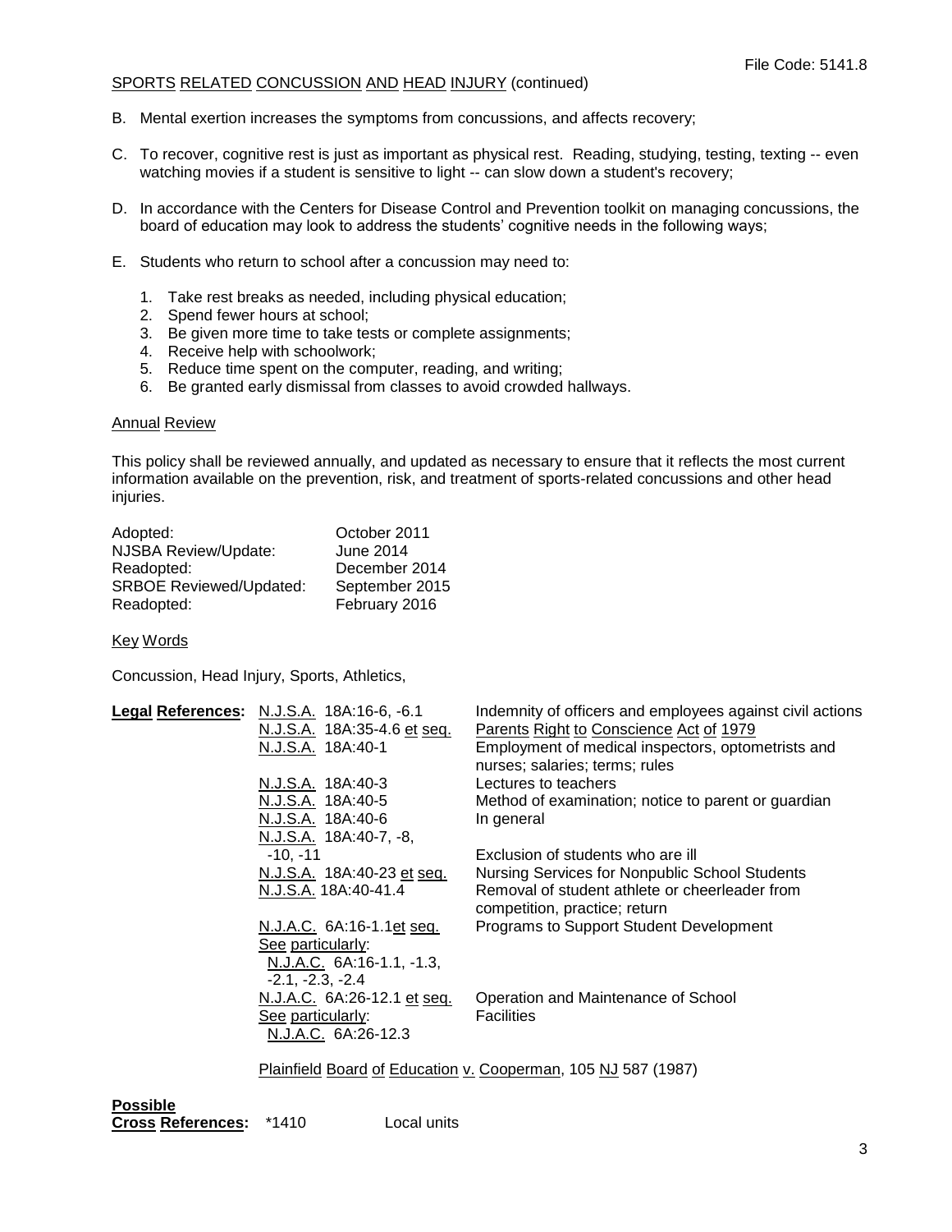SPORTS RELATED CONCUSSION AND HEAD INJURY (continued)

B. Mental exertion increases the symptoms from concussions, and affects recovery;

C. To recover, cognitive rest is just as important as physical rest. Reading, studying, testing, texting -- even watching movies if a student is sensitive to light -- can slow down a student's recovery;

D. In accordance with the Centers for Disease Control and Prevention toolkit on managing concussions, the board of education may look to address the students' cognitive needs in the following ways;

E. Students who return to school after a concussion may need to:

1. Take rest breaks as needed, including physical education;
2. Spend fewer hours at school;
3. Be given more time to take tests or complete assignments;
4. Receive help with schoolwork;
5. Reduce time spent on the computer, reading, and writing;
6. Be granted early dismissal from classes to avoid crowded hallways.

## Annual Review

This policy shall be reviewed annually, and updated as necessary to ensure that it reflects the most current information available on the prevention, risk, and treatment of sports-related concussions and other head injuries.

| | |
|---|---|
| Adopted: | October 2011 |
| NJSBA Review/Update: | June 2014 |
| Readopted: | December 2014 |
| SRBOE Reviewed/Updated: | September 2015 |
| Readopted: | February 2016 |

## Key Words

Concussion, Head Injury, Sports, Athletics,

| **Legal References:** | | |
|---|---|---|
| | N.J.S.A. 18A:16-6, -6.1 | Indemnity of officers and employees against civil actions |
| | N.J.S.A. 18A:35-4.6 et seq. | Parents Right to Conscience Act of 1979 |
| | N.J.S.A. 18A:40-1 | Employment of medical inspectors, optometrists and nurses; salaries; terms; rules |
| | N.J.S.A. 18A:40-3 | Lectures to teachers |
| | N.J.S.A. 18A:40-5 | Method of examination; notice to parent or guardian |
| | N.J.S.A. 18A:40-6 | In general |
| | N.J.S.A. 18A:40-7, -8, -10, -11 | Exclusion of students who are ill |
| | N.J.S.A. 18A:40-23 et seq. | Nursing Services for Nonpublic School Students |
| | N.J.S.A. 18A:40-41.4 | Removal of student athlete or cheerleader from competition, practice; return |
| | N.J.A.C. 6A:16-1.1et seq. See particularly: N.J.A.C. 6A:16-1.1, -1.3, -2.1, -2.3, -2.4 | Programs to Support Student Development |
| | N.J.A.C. 6A:26-12.1 et seq. See particularly: N.J.A.C. 6A:26-12.3 | Operation and Maintenance of School Facilities |
| | Plainfield Board of Education v. Cooperman, 105 NJ 587 (1987) | |

**Possible Cross References:** *1410 Local units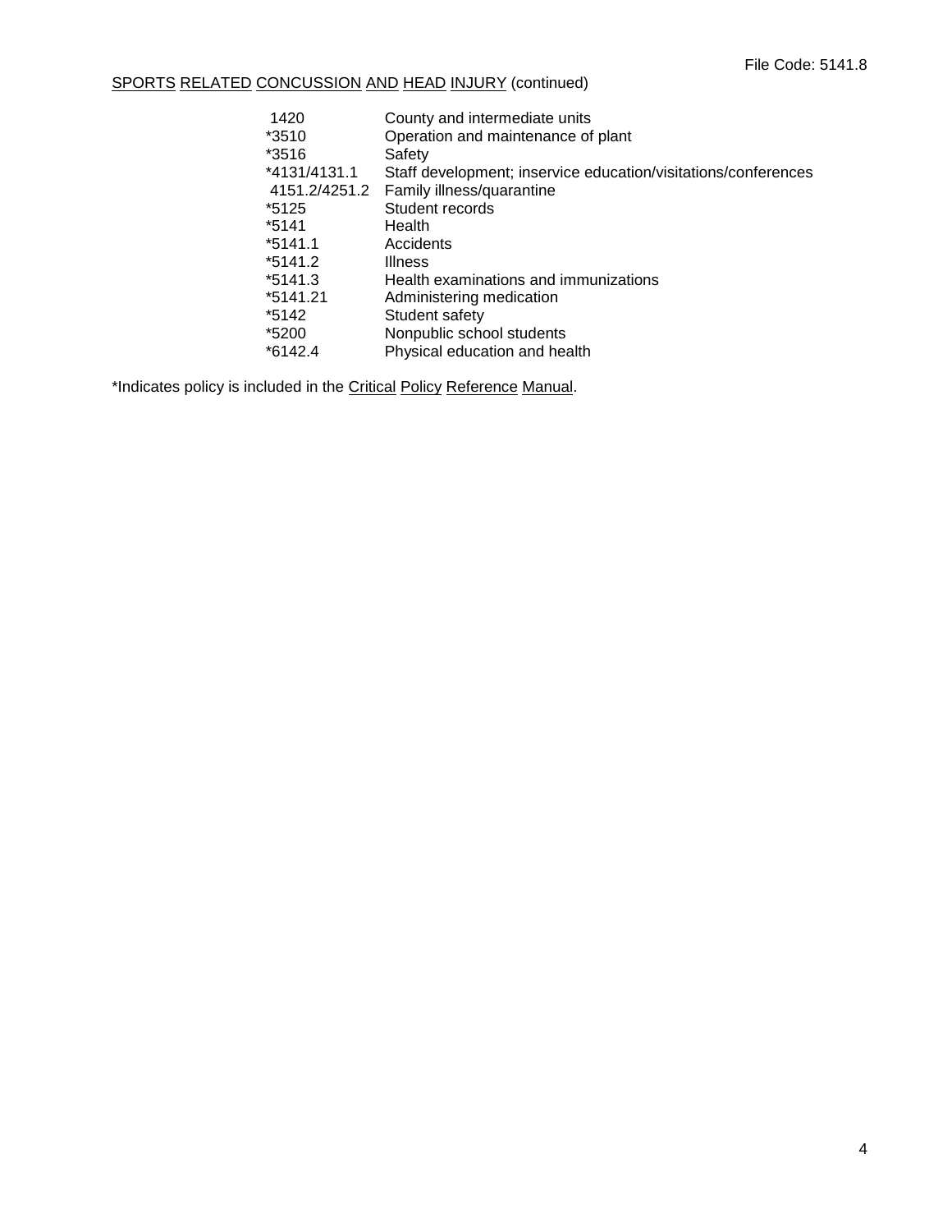| | |
|---|---|
| 1420 | County and intermediate units |
| *3510 | Operation and maintenance of plant |
| *3516 | Safety |
| *4131/4131.1 | Staff development; inservice education/visitations/conferences |
| 4151.2/4251.2 | Family illness/quarantine |
| *5125 | Student records |
| *5141 | Health |
| *5141.1 | Accidents |
| *5141.2 | Illness |
| *5141.3 | Health examinations and immunizations |
| *5141.21 | Administering medication |
| *5142 | Student safety |
| *5200 | Nonpublic school students |
| *6142.4 | Physical education and health |

*Indicates policy is included in the Critical Policy Reference Manual.